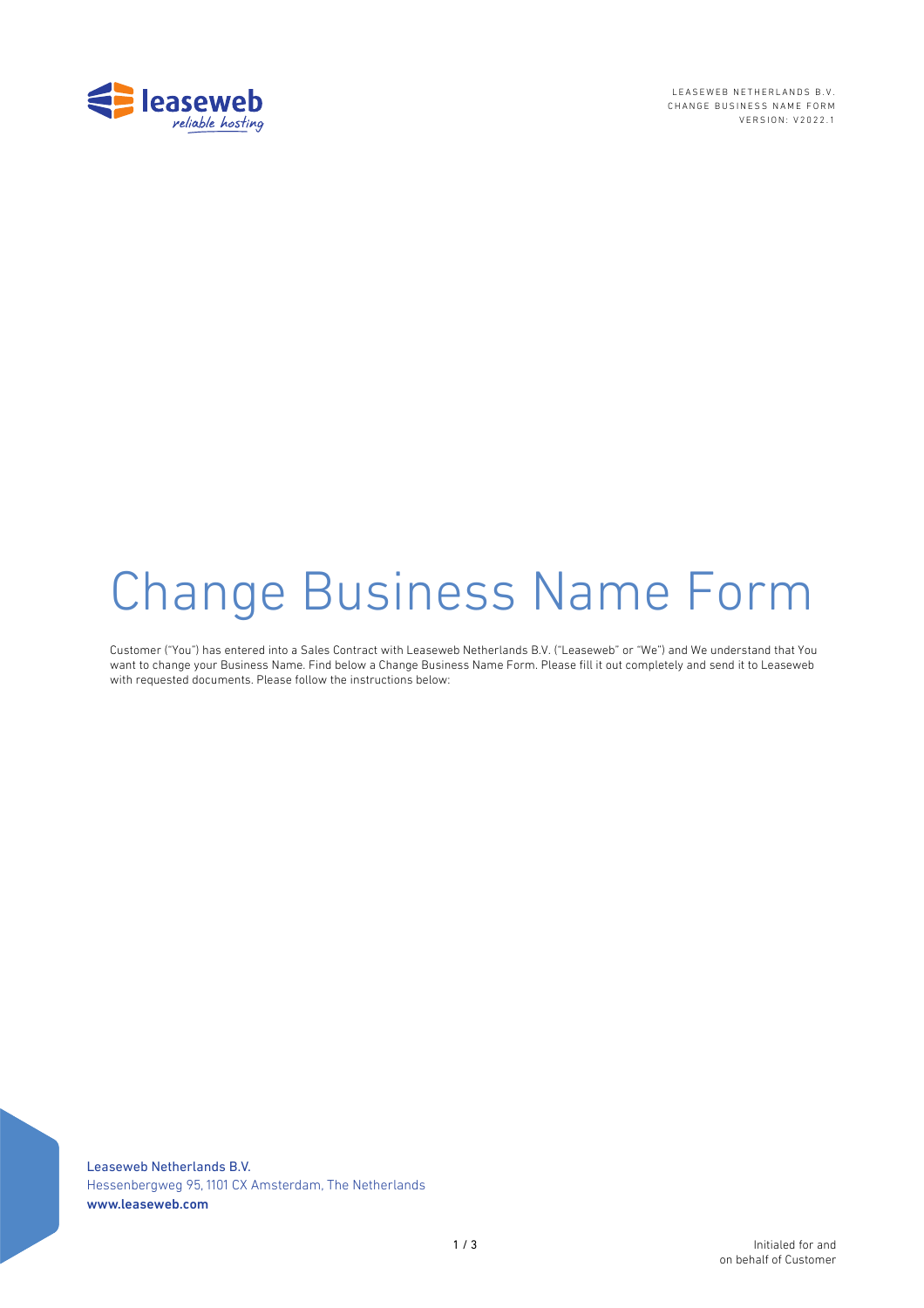# Change Business Name Form

Customer ("You") has entered into a Sales Contract with Leaseweb Netherlands B.V. ("Leaseweb" or "We") and We understand that You want to change your Business Name. Find below a Change Business Name Form. Please fill it out completely and send it to Leaseweb with requested documents. Please follow the instructions below: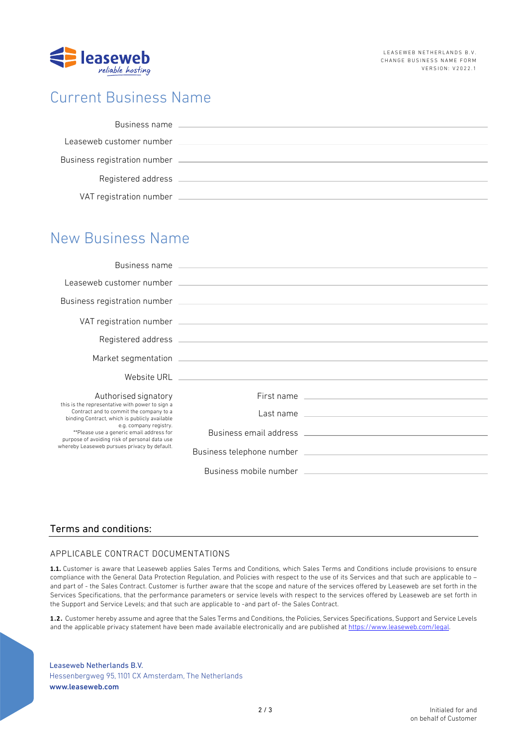# Current Business Name

Business name \_\_\_\_\_\_\_\_\_\_\_\_\_\_\_\_\_\_\_\_

Leaseweb customer number \_\_\_\_\_\_\_\_\_\_\_\_\_\_\_\_\_\_\_\_

Business registration number \_\_\_\_\_\_\_\_\_\_\_\_\_\_\_\_\_\_\_\_

Registered address \_\_\_\_\_\_\_\_\_\_\_\_\_\_\_\_\_\_\_\_

VAT registration number \_\_\_\_\_\_\_\_\_\_\_\_\_\_\_\_\_\_\_\_

# New Business Name

Business name \_\_\_\_\_\_\_\_\_\_\_\_\_\_\_\_\_\_\_\_

Leaseweb customer number \_\_\_\_\_\_\_\_\_\_\_\_\_\_\_\_\_\_\_\_

Business registration number \_\_\_\_\_\_\_\_\_\_\_\_\_\_\_\_\_\_\_\_

VAT registration number \_\_\_\_\_\_\_\_\_\_\_\_\_\_\_\_\_\_\_\_

Registered address \_\_\_\_\_\_\_\_\_\_\_\_\_\_\_\_\_\_\_\_

Market segmentation \_\_\_\_\_\_\_\_\_\_\_\_\_\_\_\_\_\_\_\_

Website URL \_\_\_\_\_\_\_\_\_\_\_\_\_\_\_\_\_\_\_\_

**Authorised signatory**
this is the representative with power to sign a Contract and to commit the company to a binding Contract, which is publicly available e.g. company registry.
**Please use a generic email address for purpose of avoiding risk of personal data use whereby Leaseweb pursues privacy by default.

First name \_\_\_\_\_\_\_\_\_\_\_\_\_\_\_\_\_\_\_\_

Last name \_\_\_\_\_\_\_\_\_\_\_\_\_\_\_\_\_\_\_\_

Business email address \_\_\_\_\_\_\_\_\_\_\_\_\_\_\_\_\_\_\_\_

Business telephone number \_\_\_\_\_\_\_\_\_\_\_\_\_\_\_\_\_\_\_\_

Business mobile number \_\_\_\_\_\_\_\_\_\_\_\_\_\_\_\_\_\_\_\_

## Terms and conditions:

### APPLICABLE CONTRACT DOCUMENTATIONS

**1.1.** Customer is aware that Leaseweb applies Sales Terms and Conditions, which Sales Terms and Conditions include provisions to ensure compliance with the General Data Protection Regulation, and Policies with respect to the use of its Services and that such are applicable to – and part of - the Sales Contract. Customer is further aware that the scope and nature of the services offered by Leaseweb are set forth in the Services Specifications, that the performance parameters or service levels with respect to the services offered by Leaseweb are set forth in the Support and Service Levels; and that such are applicable to -and part of- the Sales Contract.

**1.2.** Customer hereby assume and agree that the Sales Terms and Conditions, the Policies, Services Specifications, Support and Service Levels and the applicable privacy statement have been made available electronically and are published at https://www.leaseweb.com/legal.

Initialed for and on behalf of Customer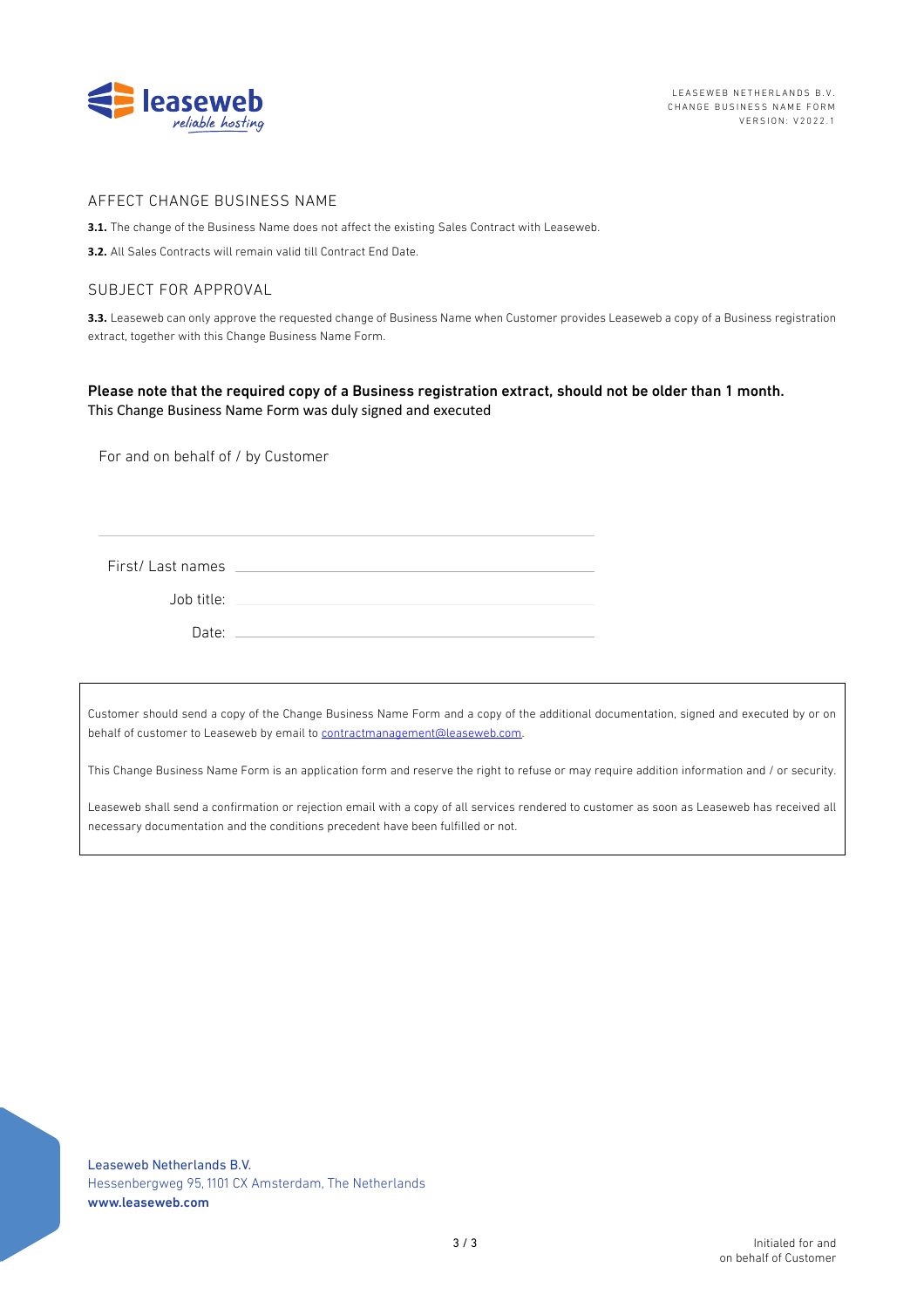## AFFECT CHANGE BUSINESS NAME

**3.1.** The change of the Business Name does not affect the existing Sales Contract with Leaseweb.

**3.2.** All Sales Contracts will remain valid till Contract End Date.

## SUBJECT FOR APPROVAL

**3.3.** Leaseweb can only approve the requested change of Business Name when Customer provides Leaseweb a copy of a Business registration extract, together with this Change Business Name Form.

**Please note that the required copy of a Business registration extract, should not be older than 1 month.**
This Change Business Name Form was duly signed and executed

For and on behalf of / by Customer

______________________________

First/ Last names ______________________________

Job title: ______________________________

Date: ______________________________

Customer should send a copy of the Change Business Name Form and a copy of the additional documentation, signed and executed by or on behalf of customer to Leaseweb by email to contractmanagement@leaseweb.com.

This Change Business Name Form is an application form and reserve the right to refuse or may require addition information and / or security.

Leaseweb shall send a confirmation or rejection email with a copy of all services rendered to customer as soon as Leaseweb has received all necessary documentation and the conditions precedent have been fulfilled or not.

Leaseweb Netherlands B.V.
Hessenbergweg 95, 1101 CX Amsterdam, The Netherlands
**www.leaseweb.com**

Initialed for and on behalf of Customer